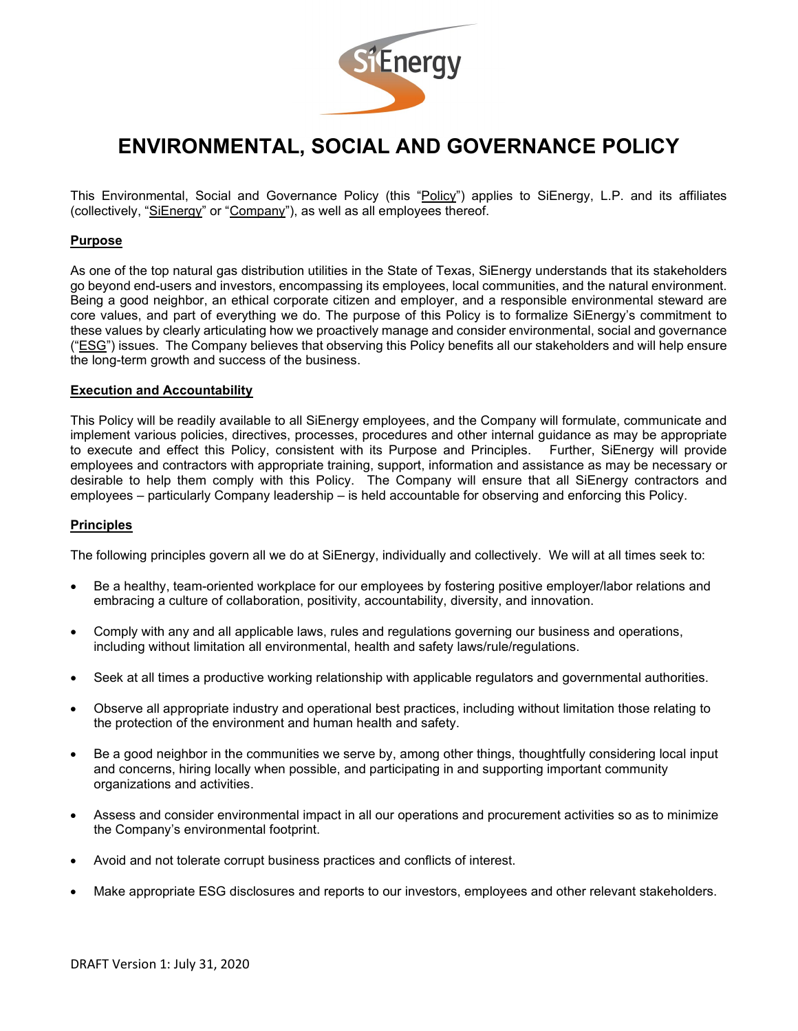# ENVIRONMENTAL, SOCIAL AND GOVERNANCE POLICY

This Environmental, Social and Governance Policy (this "Policy") applies to SiEnergy, L.P. and its affiliates (collectively, "SiEnergy" or "Company"), as well as all employees thereof.

## Purpose

As one of the top natural gas distribution utilities in the State of Texas, SiEnergy understands that its stakeholders go beyond end-users and investors, encompassing its employees, local communities, and the natural environment. Being a good neighbor, an ethical corporate citizen and employer, and a responsible environmental steward are core values, and part of everything we do. The purpose of this Policy is to formalize SiEnergy's commitment to these values by clearly articulating how we proactively manage and consider environmental, social and governance ("ESG") issues. The Company believes that observing this Policy benefits all our stakeholders and will help ensure the long-term growth and success of the business.

## Execution and Accountability

This Policy will be readily available to all SiEnergy employees, and the Company will formulate, communicate and implement various policies, directives, processes, procedures and other internal guidance as may be appropriate to execute and effect this Policy, consistent with its Purpose and Principles. Further, SiEnergy will provide employees and contractors with appropriate training, support, information and assistance as may be necessary or desirable to help them comply with this Policy. The Company will ensure that all SiEnergy contractors and employees – particularly Company leadership – is held accountable for observing and enforcing this Policy.

## Principles

The following principles govern all we do at SiEnergy, individually and collectively. We will at all times seek to:

- Be a healthy, team-oriented workplace for our employees by fostering positive employer/labor relations and embracing a culture of collaboration, positivity, accountability, diversity, and innovation.
- Comply with any and all applicable laws, rules and regulations governing our business and operations, including without limitation all environmental, health and safety laws/rule/regulations.
- Seek at all times a productive working relationship with applicable regulators and governmental authorities.
- Observe all appropriate industry and operational best practices, including without limitation those relating to the protection of the environment and human health and safety.
- Be a good neighbor in the communities we serve by, among other things, thoughtfully considering local input and concerns, hiring locally when possible, and participating in and supporting important community organizations and activities.
- Assess and consider environmental impact in all our operations and procurement activities so as to minimize the Company's environmental footprint.
- Avoid and not tolerate corrupt business practices and conflicts of interest.
- Make appropriate ESG disclosures and reports to our investors, employees and other relevant stakeholders.

DRAFT Version 1: July 31, 2020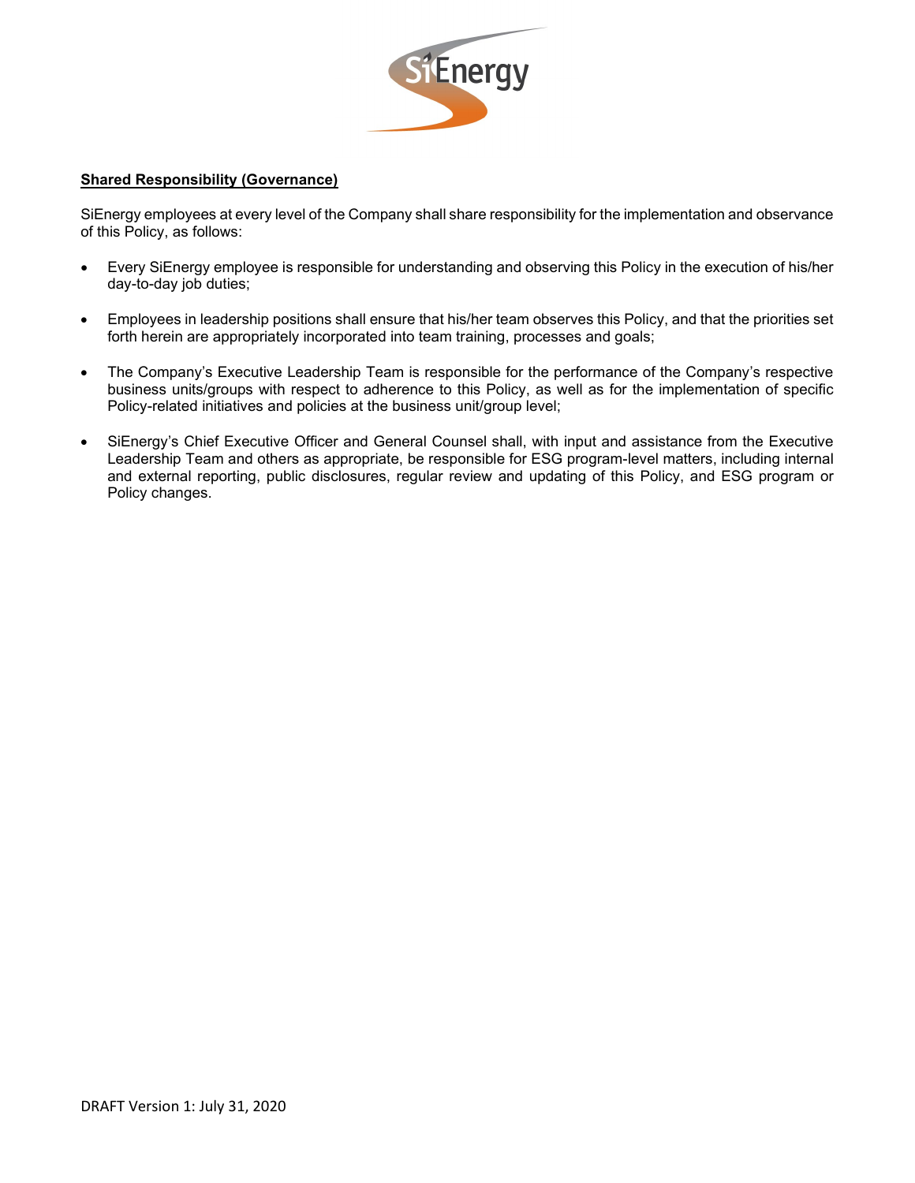**Shared Responsibility (Governance)**

SiEnergy employees at every level of the Company shall share responsibility for the implementation and observance of this Policy, as follows:

- Every SiEnergy employee is responsible for understanding and observing this Policy in the execution of his/her day-to-day job duties;
- Employees in leadership positions shall ensure that his/her team observes this Policy, and that the priorities set forth herein are appropriately incorporated into team training, processes and goals;
- The Company's Executive Leadership Team is responsible for the performance of the Company's respective business units/groups with respect to adherence to this Policy, as well as for the implementation of specific Policy-related initiatives and policies at the business unit/group level;
- SiEnergy's Chief Executive Officer and General Counsel shall, with input and assistance from the Executive Leadership Team and others as appropriate, be responsible for ESG program-level matters, including internal and external reporting, public disclosures, regular review and updating of this Policy, and ESG program or Policy changes.